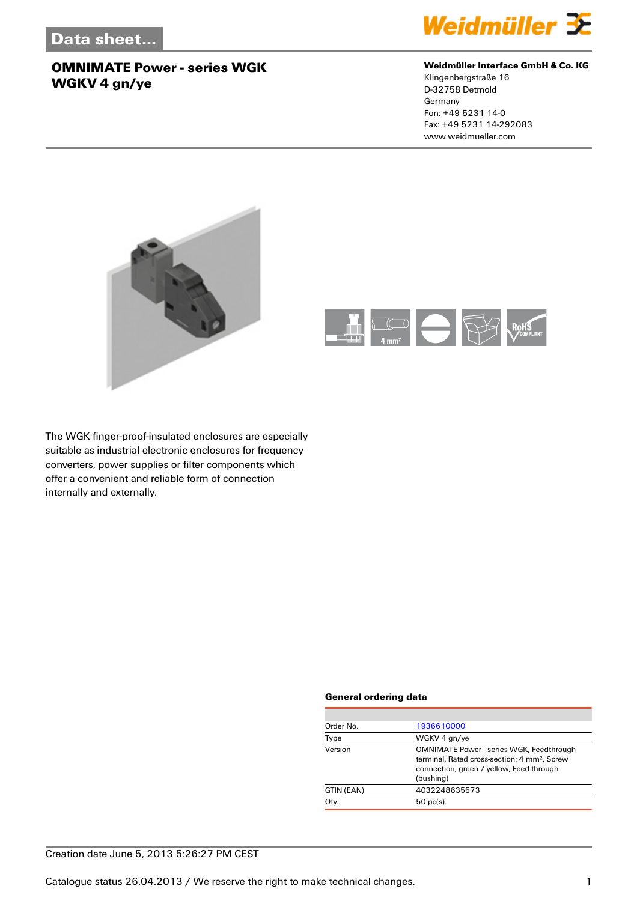Data sheet...

# OMNIMATE Power - series WGK
## WGKV 4 gn/ye

**Weidmüller Interface GmbH & Co. KG**
Klingenbergstraße 16
D-32758 Detmold
Germany
Fon: +49 5231 14-0
Fax: +49 5231 14-292083
www.weidmueller.com

The WGK finger-proof-insulated enclosures are especially suitable as industrial electronic enclosures for frequency converters, power supplies or filter components which offer a convenient and reliable form of connection internally and externally.

### General ordering data

| | |
|---|---|
| Order No. | 1936610000 |
| Type | WGKV 4 gn/ye |
| Version | OMNIMATE Power - series WGK, Feedthrough terminal, Rated cross-section: 4 mm², Screw connection, green / yellow, Feed-through (bushing) |
| GTIN (EAN) | 4032248635573 |
| Qty. | 50 pc(s). |

Creation date June 5, 2013 5:26:27 PM CEST

Catalogue status 26.04.2013 / We reserve the right to make technical changes.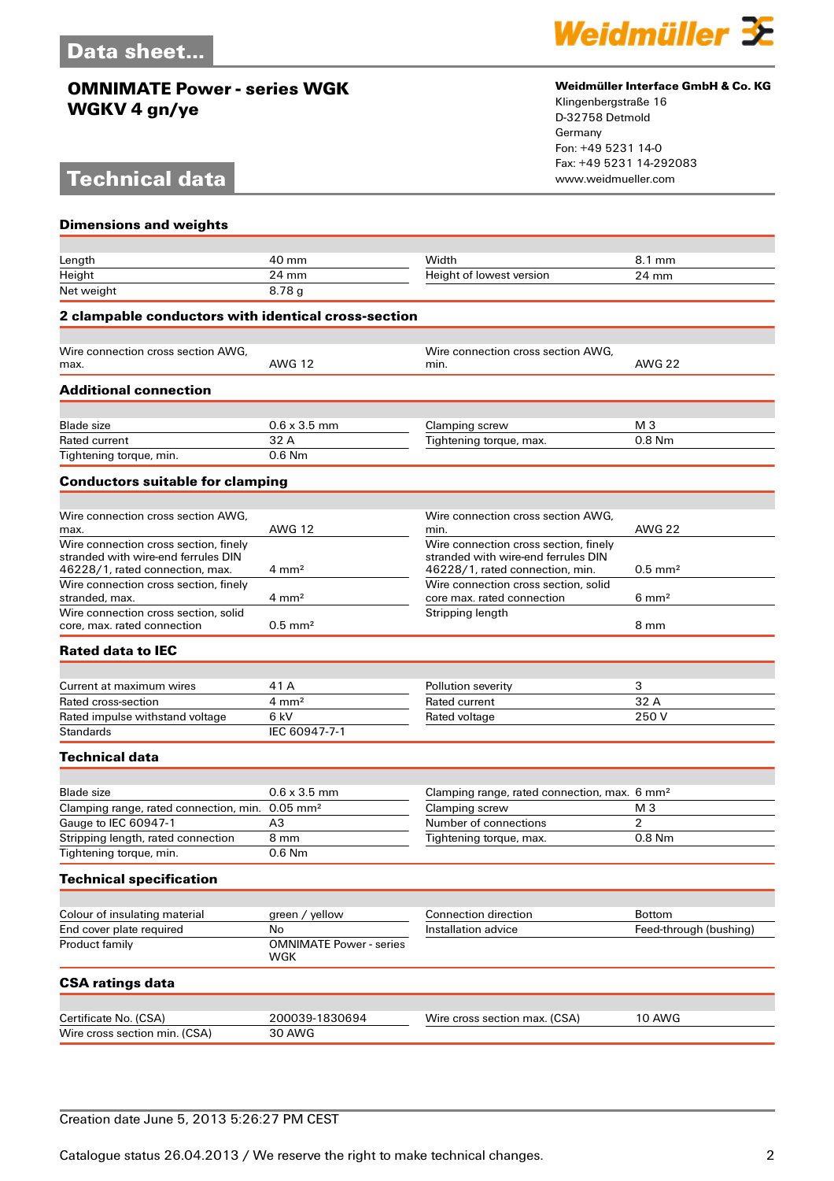Data sheet...

**OMNIMATE Power - series WGK**
**WGKV 4 gn/ye**

**Weidmüller Interface GmbH & Co. KG**
Klingenbergstraße 16
D-32758 Detmold
Germany
Fon: +49 5231 14-0
Fax: +49 5231 14-292083
www.weidmueller.com

# Technical data

### Dimensions and weights

| | | | |
|---|---|---|---|
| Length | 40 mm | Width | 8.1 mm |
| Height | 24 mm | Height of lowest version | 24 mm |
| Net weight | 8.78 g | | |

### 2 clampable conductors with identical cross-section

| | | | |
|---|---|---|---|
| Wire connection cross section AWG, max. | AWG 12 | Wire connection cross section AWG, min. | AWG 22 |

### Additional connection

| | | | |
|---|---|---|---|
| Blade size | 0.6 x 3.5 mm | Clamping screw | M 3 |
| Rated current | 32 A | Tightening torque, max. | 0.8 Nm |
| Tightening torque, min. | 0.6 Nm | | |

### Conductors suitable for clamping

| | | | |
|---|---|---|---|
| Wire connection cross section AWG, max. | AWG 12 | Wire connection cross section AWG, min. | AWG 22 |
| Wire connection cross section, finely stranded with wire-end ferrules DIN 46228/1, rated connection, max. | 4 mm² | Wire connection cross section, finely stranded with wire-end ferrules DIN 46228/1, rated connection, min. | 0.5 mm² |
| Wire connection cross section, finely stranded, max. | 4 mm² | Wire connection cross section, solid core max. rated connection | 6 mm² |
| Wire connection cross section, solid core, max. rated connection | 0.5 mm² | Stripping length | 8 mm |

### Rated data to IEC

| | | | |
|---|---|---|---|
| Current at maximum wires | 41 A | Pollution severity | 3 |
| Rated cross-section | 4 mm² | Rated current | 32 A |
| Rated impulse withstand voltage | 6 kV | Rated voltage | 250 V |
| Standards | IEC 60947-7-1 | | |

### Technical data

| | | | |
|---|---|---|---|
| Blade size | 0.6 x 3.5 mm | Clamping range, rated connection, max. | 6 mm² |
| Clamping range, rated connection, min. | 0.05 mm² | Clamping screw | M 3 |
| Gauge to IEC 60947-1 | A3 | Number of connections | 2 |
| Stripping length, rated connection | 8 mm | Tightening torque, max. | 0.8 Nm |
| Tightening torque, min. | 0.6 Nm | | |

### Technical specification

| | | | |
|---|---|---|---|
| Colour of insulating material | green / yellow | Connection direction | Bottom |
| End cover plate required | No | Installation advice | Feed-through (bushing) |
| Product family | OMNIMATE Power - series WGK | | |

### CSA ratings data

| | | | |
|---|---|---|---|
| Certificate No. (CSA) | 200039-1830694 | Wire cross section max. (CSA) | 10 AWG |
| Wire cross section min. (CSA) | 30 AWG | | |

Creation date June 5, 2013 5:26:27 PM CEST

Catalogue status 26.04.2013 / We reserve the right to make technical changes.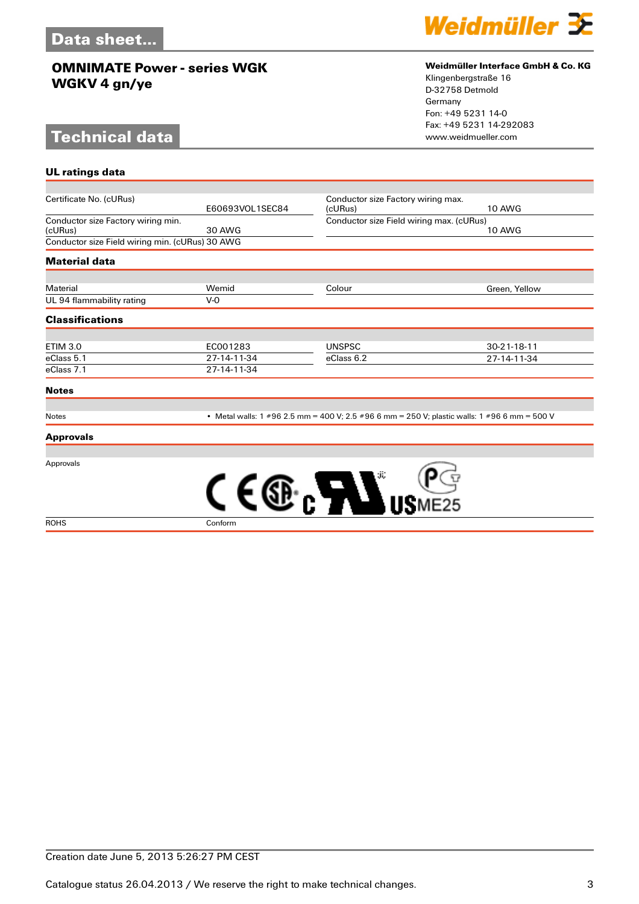# Data sheet...

## OMNIMATE Power - series WGK
## WGKV 4 gn/ye

**Weidmüller Interface GmbH & Co. KG**
Klingenbergstraße 16
D-32758 Detmold
Germany
Fon: +49 5231 14-0
Fax: +49 5231 14-292083
www.weidmueller.com

# Technical data

### UL ratings data

| | | | |
|---|---|---|---|
| Certificate No. (cURus) | E60693VOL1SEC84 | Conductor size Factory wiring max. (cURus) | 10 AWG |
| Conductor size Factory wiring min. (cURus) | 30 AWG | Conductor size Field wiring max. (cURus) | 10 AWG |
| Conductor size Field wiring min. (cURus) | 30 AWG | | |

### Material data

| | | | |
|---|---|---|---|
| Material | Wemid | Colour | Green, Yellow |
| UL 94 flammability rating | V-0 | | |

### Classifications

| | | | |
|---|---|---|---|
| ETIM 3.0 | EC001283 | UNSPSC | 30-21-18-11 |
| eClass 5.1 | 27-14-11-34 | eClass 6.2 | 27-14-11-34 |
| eClass 7.1 | 27-14-11-34 | | |

### Notes

| | |
|---|---|
| Notes | • Metal walls: 1 #96 2.5 mm = 400 V; 2.5 #96 6 mm = 250 V; plastic walls: 1 #96 6 mm = 500 V |

### Approvals

| | |
|---|---|
| Approvals | CE, SA, cURus, PCT ME25 |
| ROHS | Conform |

Creation date June 5, 2013 5:26:27 PM CEST

Catalogue status 26.04.2013 / We reserve the right to make technical changes.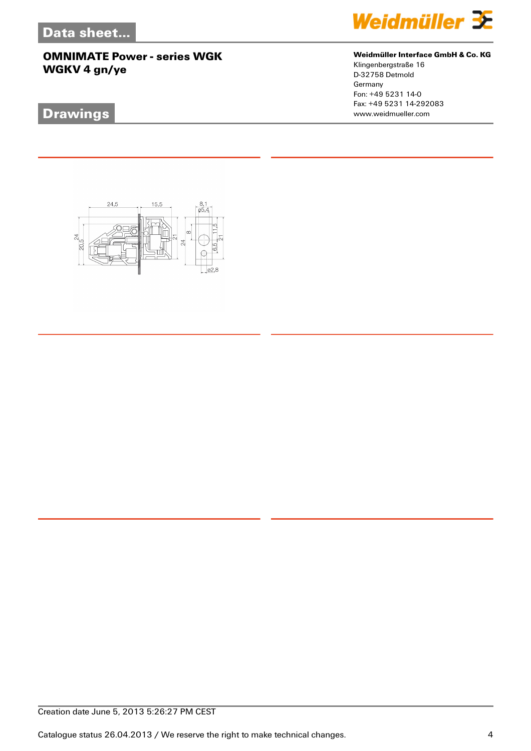## Data sheet...

### OMNIMATE Power - series WGK
### WGKV 4 gn/ye

**Weidmüller Interface GmbH & Co. KG**
Klingenbergstraße 16
D-32758 Detmold
Germany
Fon: +49 5231 14-0
Fax: +49 5231 14-292083
www.weidmueller.com

## Drawings

24,5
15,5
8,1
ø5,4
24
20,5
21
8
24
11,5
6,5
21
ø2,8

Creation date June 5, 2013 5:26:27 PM CEST

Catalogue status 26.04.2013 / We reserve the right to make technical changes.